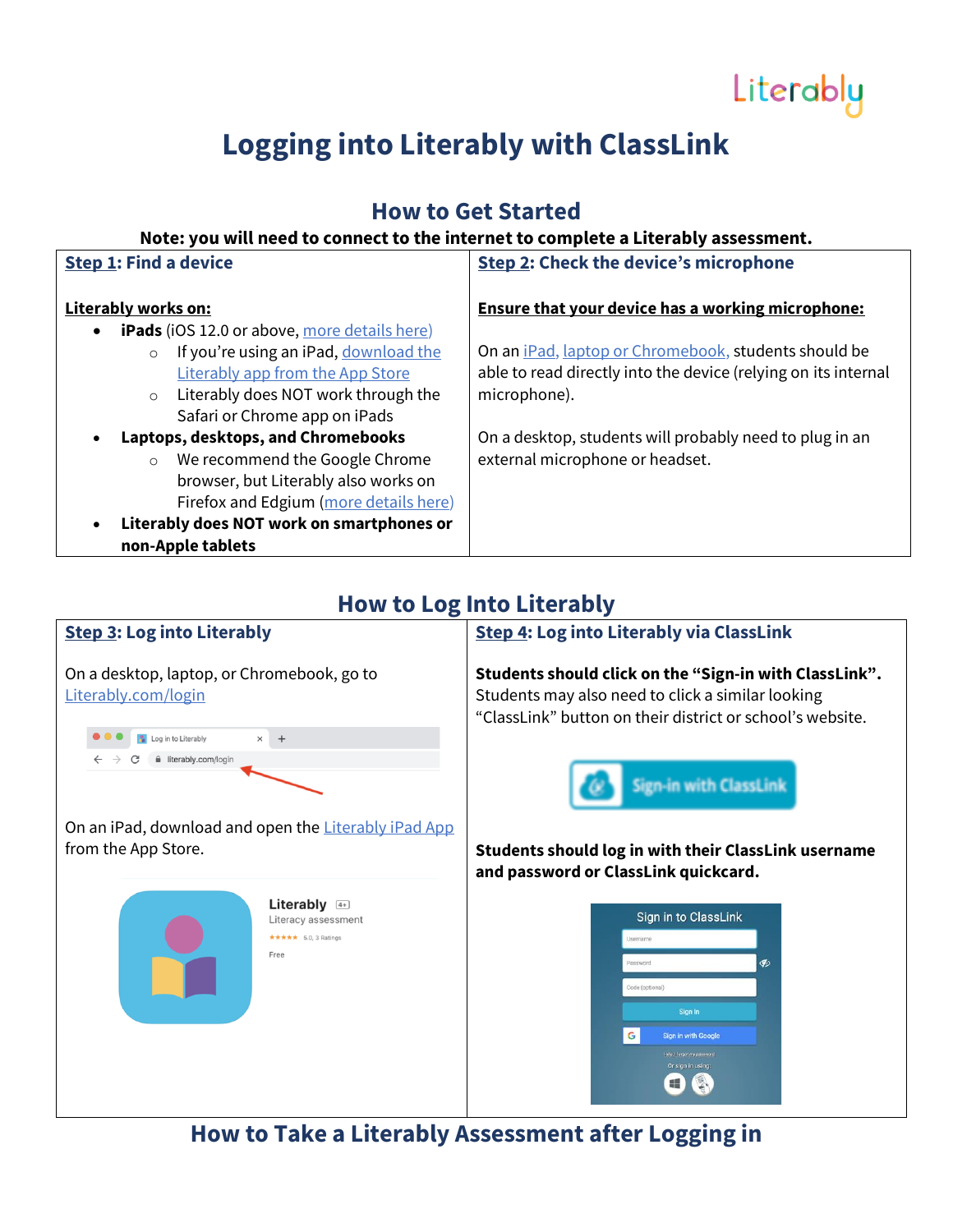# Logging into Literably with ClassLink

## How to Get Started

**Note: you will need to connect to the internet to complete a Literably assessment.**

### Step 1: Find a device

**Literably works on:**

- **iPads** (iOS 12.0 or above, more details here)
  - If you're using an iPad, download the Literably app from the App Store
  - Literably does NOT work through the Safari or Chrome app on iPads
- **Laptops, desktops, and Chromebooks**
  - We recommend the Google Chrome browser, but Literably also works on Firefox and Edgium (more details here)
- **Literably does NOT work on smartphones or non-Apple tablets**

### Step 2: Check the device's microphone

**Ensure that your device has a working microphone:**

On an iPad, laptop or Chromebook, students should be able to read directly into the device (relying on its internal microphone).

On a desktop, students will probably need to plug in an external microphone or headset.

## How to Log Into Literably

### Step 3: Log into Literably

On a desktop, laptop, or Chromebook, go to Literably.com/login

On an iPad, download and open the Literably iPad App from the App Store.

### Step 4: Log into Literably via ClassLink

**Students should click on the "Sign-in with ClassLink".** Students may also need to click a similar looking "ClassLink" button on their district or school's website.

**Students should log in with their ClassLink username and password or ClassLink quickcard.**

## How to Take a Literably Assessment after Logging in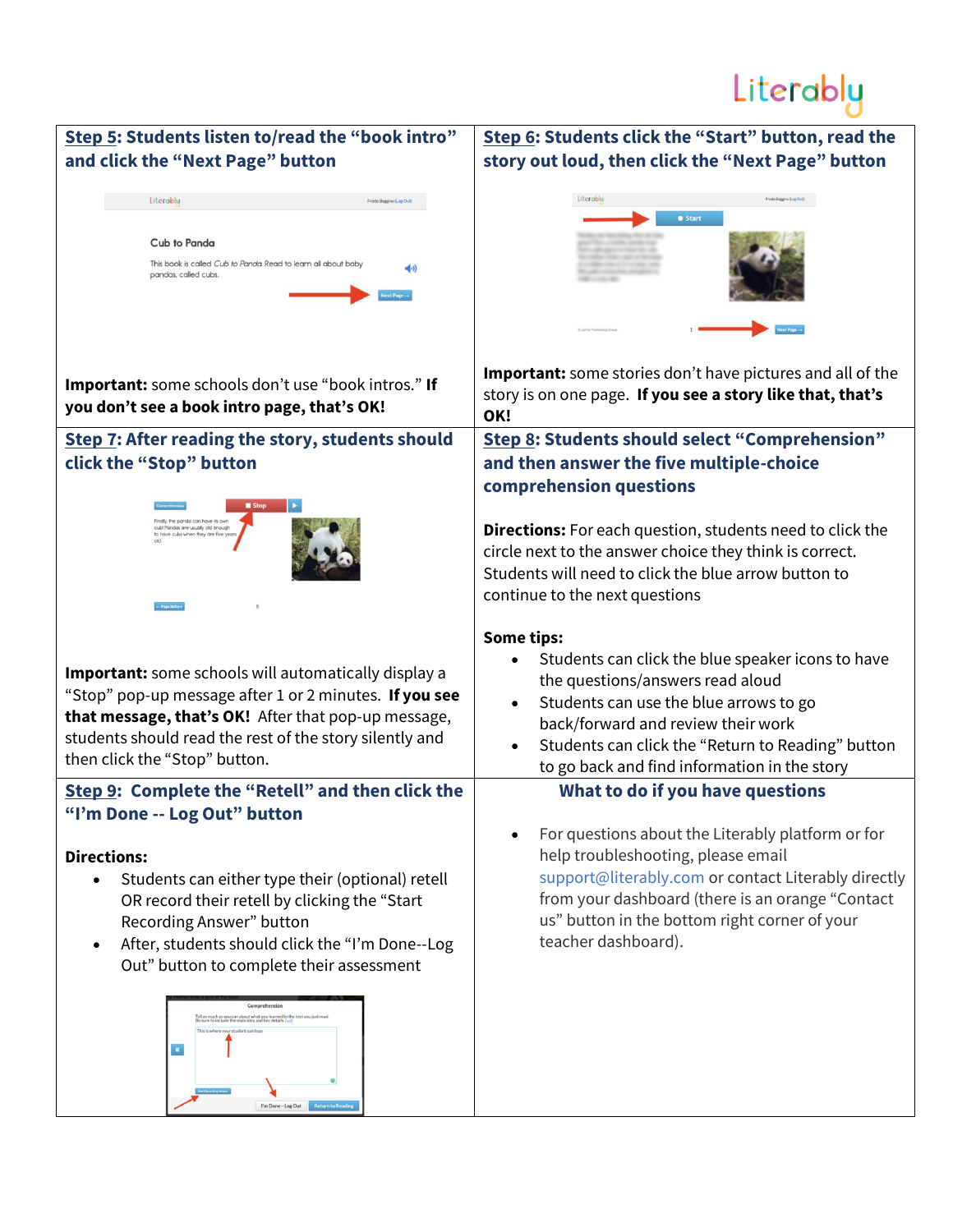Literably

## Step 5: Students listen to/read the "book intro" and click the "Next Page" button

**Important:** some schools don't use "book intros." **If you don't see a book intro page, that's OK!**

## Step 6: Students click the "Start" button, read the story out loud, then click the "Next Page" button

**Important:** some stories don't have pictures and all of the story is on one page. **If you see a story like that, that's OK!**

## Step 7: After reading the story, students should click the "Stop" button

**Important:** some schools will automatically display a "Stop" pop-up message after 1 or 2 minutes. **If you see that message, that's OK!** After that pop-up message, students should read the rest of the story silently and then click the "Stop" button.

## Step 8: Students should select "Comprehension" and then answer the five multiple-choice comprehension questions

**Directions:** For each question, students need to click the circle next to the answer choice they think is correct. Students will need to click the blue arrow button to continue to the next questions

**Some tips:**

- Students can click the blue speaker icons to have the questions/answers read aloud
- Students can use the blue arrows to go back/forward and review their work
- Students can click the "Return to Reading" button to go back and find information in the story

## Step 9: Complete the "Retell" and then click the "I'm Done -- Log Out" button

**Directions:**

- Students can either type their (optional) retell OR record their retell by clicking the "Start Recording Answer" button
- After, students should click the "I'm Done--Log Out" button to complete their assessment

## What to do if you have questions

- For questions about the Literably platform or for help troubleshooting, please email support@literably.com or contact Literably directly from your dashboard (there is an orange "Contact us" button in the bottom right corner of your teacher dashboard).